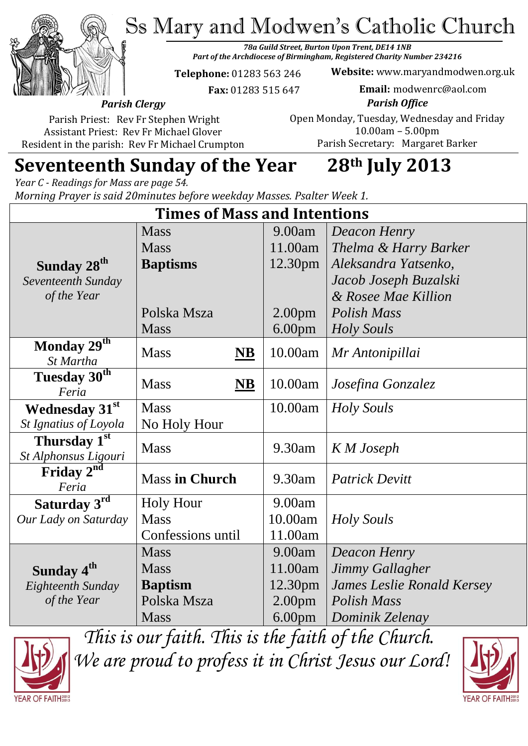# Ss Mary and Modwen's Catholic Church

***78a Guild Street, Burton Upon Trent, DE14 1NB***
***Part of the Archdiocese of Birmingham, Registered Charity Number 234216***

**Telephone:** 01283 563 246
**Fax:** 01283 515 647

**Website:** www.maryandmodwen.org.uk
**Email:** modwenrc@aol.com

***Parish Clergy***

Parish Priest: Rev Fr Stephen Wright
Assistant Priest: Rev Fr Michael Glover
Resident in the parish: Rev Fr Michael Crumpton

***Parish Office***

Open Monday, Tuesday, Wednesday and Friday
10.00am – 5.00pm
Parish Secretary: Margaret Barker

## Seventeenth Sunday of the Year 28th July 2013

*Year C - Readings for Mass are page 54.*
*Morning Prayer is said 20minutes before weekday Masses. Psalter Week 1.*

### Times of Mass and Intentions

| Day | Service | Time | Intention |
|---|---|---|---|
| **Sunday 28th** *Seventeenth Sunday of the Year* | Mass | 9.00am | *Deacon Henry* |
| | Mass | 11.00am | *Thelma & Harry Barker* |
| | **Baptisms** | 12.30pm | *Aleksandra Yatsenko, Jacob Joseph Buzalski & Rosee Mae Killion* |
| | Polska Msza | 2.00pm | *Polish Mass* |
| | Mass | 6.00pm | *Holy Souls* |
| **Monday 29th** *St Martha* | Mass **NB** | 10.00am | *Mr Antonipillai* |
| **Tuesday 30th** *Feria* | Mass **NB** | 10.00am | *Josefina Gonzalez* |
| **Wednesday 31st** *St Ignatius of Loyola* | Mass<br>No Holy Hour | 10.00am | *Holy Souls* |
| **Thursday 1st** *St Alphonsus Ligouri* | Mass | 9.30am | *K M Joseph* |
| **Friday 2nd** *Feria* | Mass **in Church** | 9.30am | *Patrick Devitt* |
| **Saturday 3rd** *Our Lady on Saturday* | Holy Hour | 9.00am | |
| | Mass | 10.00am | *Holy Souls* |
| | Confessions until | 11.00am | |
| **Sunday 4th** *Eighteenth Sunday of the Year* | Mass | 9.00am | *Deacon Henry* |
| | Mass | 11.00am | *Jimmy Gallagher* |
| | **Baptism** | 12.30pm | *James Leslie Ronald Kersey* |
| | Polska Msza | 2.00pm | *Polish Mass* |
| | Mass | 6.00pm | *Dominik Zelenay* |

*This is our faith. This is the faith of the Church.*
*We are proud to profess it in Christ Jesus our Lord!*

YEAR OF FAITH 2012 2013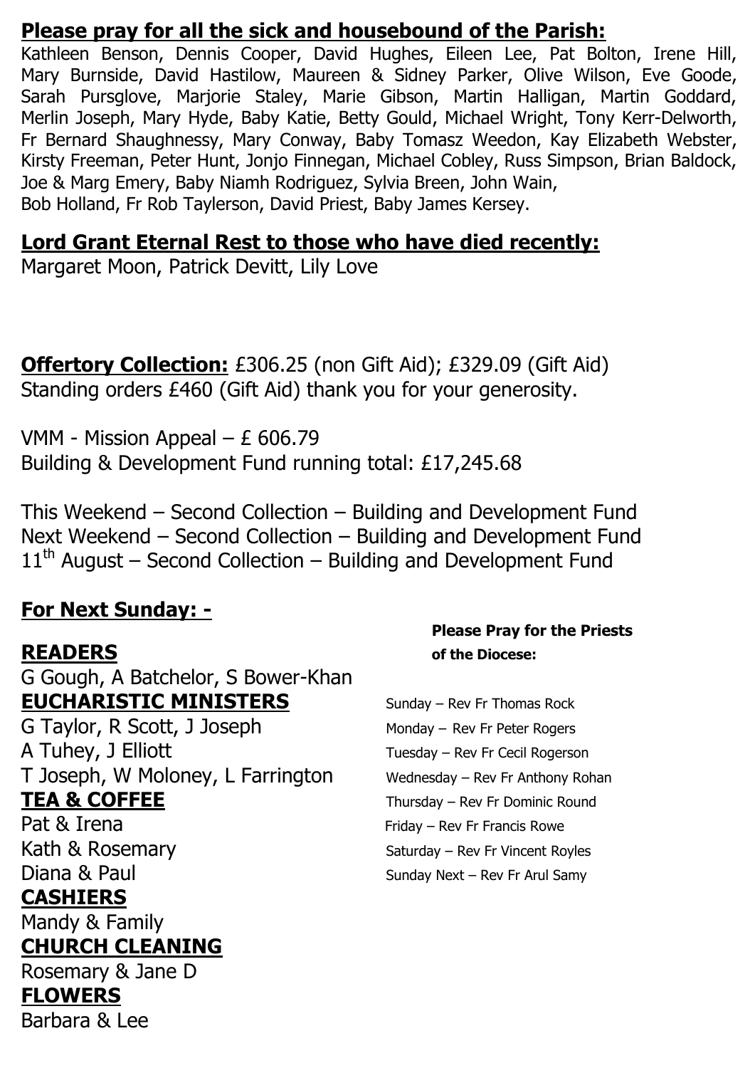## Please pray for all the sick and housebound of the Parish:

Kathleen Benson, Dennis Cooper, David Hughes, Eileen Lee, Pat Bolton, Irene Hill, Mary Burnside, David Hastilow, Maureen & Sidney Parker, Olive Wilson, Eve Goode, Sarah Pursglove, Marjorie Staley, Marie Gibson, Martin Halligan, Martin Goddard, Merlin Joseph, Mary Hyde, Baby Katie, Betty Gould, Michael Wright, Tony Kerr-Delworth, Fr Bernard Shaughnessy, Mary Conway, Baby Tomasz Weedon, Kay Elizabeth Webster, Kirsty Freeman, Peter Hunt, Jonjo Finnegan, Michael Cobley, Russ Simpson, Brian Baldock, Joe & Marg Emery, Baby Niamh Rodriguez, Sylvia Breen, John Wain, Bob Holland, Fr Rob Taylerson, David Priest, Baby James Kersey.

## Lord Grant Eternal Rest to those who have died recently:

Margaret Moon, Patrick Devitt, Lily Love

**Offertory Collection:** £306.25 (non Gift Aid); £329.09 (Gift Aid)
Standing orders £460 (Gift Aid) thank you for your generosity.

VMM - Mission Appeal – £ 606.79
Building & Development Fund running total: £17,245.68

This Weekend – Second Collection – Building and Development Fund
Next Weekend – Second Collection – Building and Development Fund
11th August – Second Collection – Building and Development Fund

## For Next Sunday: -

**READERS**
G Gough, A Batchelor, S Bower-Khan

**EUCHARISTIC MINISTERS**
G Taylor, R Scott, J Joseph
A Tuhey, J Elliott
T Joseph, W Moloney, L Farrington

**TEA & COFFEE**
Pat & Irena
Kath & Rosemary
Diana & Paul

**CASHIERS**
Mandy & Family

**CHURCH CLEANING**
Rosemary & Jane D

**FLOWERS**
Barbara & Lee

**Please Pray for the Priests of the Diocese:**

Sunday – Rev Fr Thomas Rock
Monday – Rev Fr Peter Rogers
Tuesday – Rev Fr Cecil Rogerson
Wednesday – Rev Fr Anthony Rohan
Thursday – Rev Fr Dominic Round
Friday – Rev Fr Francis Rowe
Saturday – Rev Fr Vincent Royles
Sunday Next – Rev Fr Arul Samy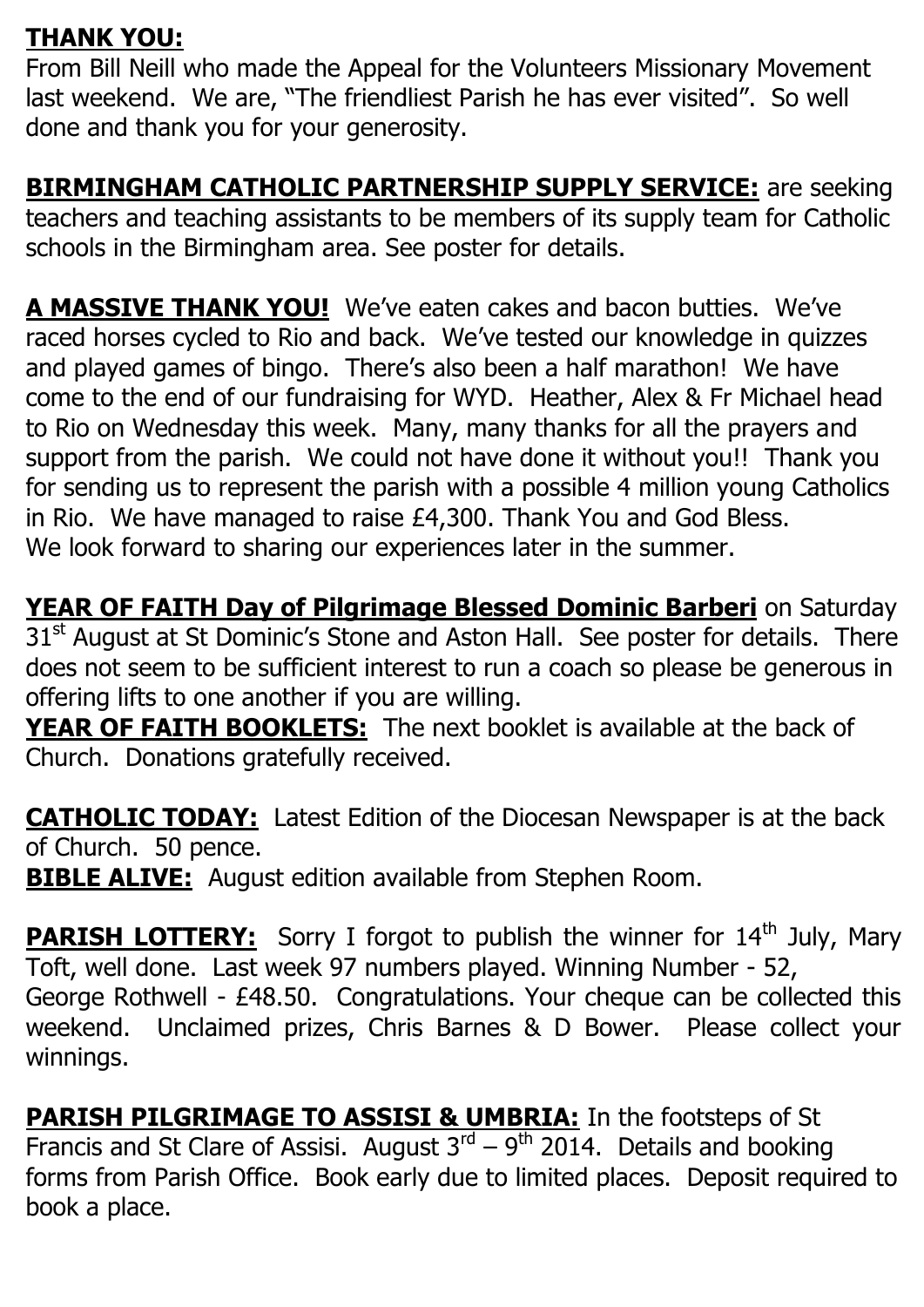**THANK YOU:**
From Bill Neill who made the Appeal for the Volunteers Missionary Movement last weekend. We are, "The friendliest Parish he has ever visited". So well done and thank you for your generosity.

**BIRMINGHAM CATHOLIC PARTNERSHIP SUPPLY SERVICE:** are seeking teachers and teaching assistants to be members of its supply team for Catholic schools in the Birmingham area. See poster for details.

**A MASSIVE THANK YOU!** We've eaten cakes and bacon butties. We've raced horses cycled to Rio and back. We've tested our knowledge in quizzes and played games of bingo. There's also been a half marathon! We have come to the end of our fundraising for WYD. Heather, Alex & Fr Michael head to Rio on Wednesday this week. Many, many thanks for all the prayers and support from the parish. We could not have done it without you!! Thank you for sending us to represent the parish with a possible 4 million young Catholics in Rio. We have managed to raise £4,300. Thank You and God Bless. We look forward to sharing our experiences later in the summer.

**YEAR OF FAITH Day of Pilgrimage Blessed Dominic Barberi** on Saturday 31st August at St Dominic's Stone and Aston Hall. See poster for details. There does not seem to be sufficient interest to run a coach so please be generous in offering lifts to one another if you are willing.

**YEAR OF FAITH BOOKLETS:** The next booklet is available at the back of Church. Donations gratefully received.

**CATHOLIC TODAY:** Latest Edition of the Diocesan Newspaper is at the back of Church. 50 pence.

**BIBLE ALIVE:** August edition available from Stephen Room.

**PARISH LOTTERY:** Sorry I forgot to publish the winner for 14th July, Mary Toft, well done. Last week 97 numbers played. Winning Number - 52, George Rothwell - £48.50. Congratulations. Your cheque can be collected this weekend. Unclaimed prizes, Chris Barnes & D Bower. Please collect your winnings.

**PARISH PILGRIMAGE TO ASSISI & UMBRIA:** In the footsteps of St Francis and St Clare of Assisi. August 3rd – 9th 2014. Details and booking forms from Parish Office. Book early due to limited places. Deposit required to book a place.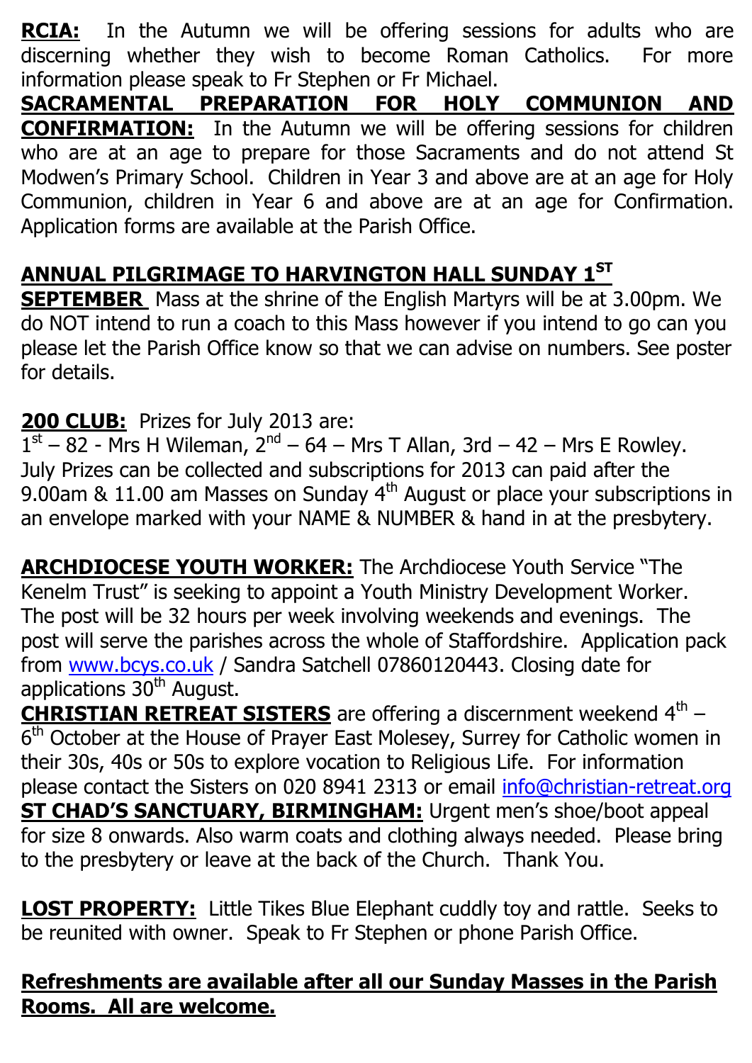**RCIA:** In the Autumn we will be offering sessions for adults who are discerning whether they wish to become Roman Catholics. For more information please speak to Fr Stephen or Fr Michael.

**SACRAMENTAL PREPARATION FOR HOLY COMMUNION AND CONFIRMATION:** In the Autumn we will be offering sessions for children who are at an age to prepare for those Sacraments and do not attend St Modwen's Primary School. Children in Year 3 and above are at an age for Holy Communion, children in Year 6 and above are at an age for Confirmation. Application forms are available at the Parish Office.

**ANNUAL PILGRIMAGE TO HARVINGTON HALL SUNDAY 1ST SEPTEMBER** Mass at the shrine of the English Martyrs will be at 3.00pm. We do NOT intend to run a coach to this Mass however if you intend to go can you please let the Parish Office know so that we can advise on numbers. See poster for details.

**200 CLUB:** Prizes for July 2013 are:
1st – 82 - Mrs H Wileman, 2nd – 64 – Mrs T Allan, 3rd – 42 – Mrs E Rowley.
July Prizes can be collected and subscriptions for 2013 can paid after the 9.00am & 11.00 am Masses on Sunday 4th August or place your subscriptions in an envelope marked with your NAME & NUMBER & hand in at the presbytery.

**ARCHDIOCESE YOUTH WORKER:** The Archdiocese Youth Service "The Kenelm Trust" is seeking to appoint a Youth Ministry Development Worker. The post will be 32 hours per week involving weekends and evenings. The post will serve the parishes across the whole of Staffordshire. Application pack from www.bcys.co.uk / Sandra Satchell 07860120443. Closing date for applications 30th August.

**CHRISTIAN RETREAT SISTERS** are offering a discernment weekend 4th – 6th October at the House of Prayer East Molesey, Surrey for Catholic women in their 30s, 40s or 50s to explore vocation to Religious Life. For information please contact the Sisters on 020 8941 2313 or email info@christian-retreat.org

**ST CHAD'S SANCTUARY, BIRMINGHAM:** Urgent men's shoe/boot appeal for size 8 onwards. Also warm coats and clothing always needed. Please bring to the presbytery or leave at the back of the Church. Thank You.

**LOST PROPERTY:** Little Tikes Blue Elephant cuddly toy and rattle. Seeks to be reunited with owner. Speak to Fr Stephen or phone Parish Office.

**Refreshments are available after all our Sunday Masses in the Parish Rooms. All are welcome.**